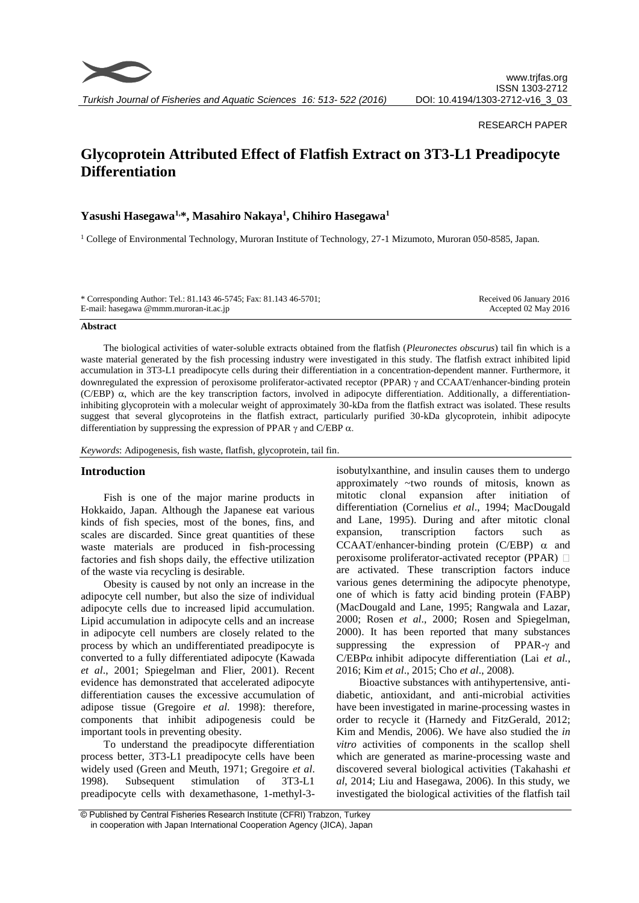RESEARCH PAPER

# Glycoprotein Attributed Effect of Flatfish Extract on 3T3-L1 Preadipocyte Differentiation

**Yasushi Hasegawa[1,*], Masahiro Nakaya[1], Chihiro Hasegawa[1]**

[1] College of Environmental Technology, Muroran Institute of Technology, 27-1 Mizumoto, Muroran 050-8585, Japan.

\* Corresponding Author: Tel.: 81.143 46-5745; Fax: 81.143 46-5701;
E-mail: hasegawa @mmm.muroran-it.ac.jp

Received 06 January 2016
Accepted 02 May 2016

## Abstract

The biological activities of water-soluble extracts obtained from the flatfish (*Pleuronectes obscurus*) tail fin which is a waste material generated by the fish processing industry were investigated in this study. The flatfish extract inhibited lipid accumulation in 3T3-L1 preadipocyte cells during their differentiation in a concentration-dependent manner. Furthermore, it downregulated the expression of peroxisome proliferator-activated receptor (PPAR) $\gamma$ and CCAAT/enhancer-binding protein (C/EBP) $\alpha$, which are the key transcription factors, involved in adipocyte differentiation. Additionally, a differentiation-inhibiting glycoprotein with a molecular weight of approximately 30-kDa from the flatfish extract was isolated. These results suggest that several glycoproteins in the flatfish extract, particularly purified 30-kDa glycoprotein, inhibit adipocyte differentiation by suppressing the expression of PPAR $\gamma$ and C/EBP $\alpha$.

*Keywords*: Adipogenesis, fish waste, flatfish, glycoprotein, tail fin.

## Introduction

Fish is one of the major marine products in Hokkaido, Japan. Although the Japanese eat various kinds of fish species, most of the bones, fins, and scales are discarded. Since great quantities of these waste materials are produced in fish-processing factories and fish shops daily, the effective utilization of the waste via recycling is desirable.

Obesity is caused by not only an increase in the adipocyte cell number, but also the size of individual adipocyte cells due to increased lipid accumulation. Lipid accumulation in adipocyte cells and an increase in adipocyte cell numbers are closely related to the process by which an undifferentiated preadipocyte is converted to a fully differentiated adipocyte (Kawada *et al*., 2001; Spiegelman and Flier, 2001). Recent evidence has demonstrated that accelerated adipocyte differentiation causes the excessive accumulation of adipose tissue (Gregoire *et al*. 1998): therefore, components that inhibit adipogenesis could be important tools in preventing obesity.

To understand the preadipocyte differentiation process better, 3T3-L1 preadipocyte cells have been widely used (Green and Meuth, 1971; Gregoire *et al*. 1998). Subsequent stimulation of 3T3-L1 preadipocyte cells with dexamethasone, 1-methyl-3-isobutylxanthine, and insulin causes them to undergo approximately ~two rounds of mitosis, known as mitotic clonal expansion after initiation of differentiation (Cornelius *et al*., 1994; MacDougald and Lane, 1995). During and after mitotic clonal expansion, transcription factors such as CCAAT/enhancer-binding protein (C/EBP) $\alpha$ and peroxisome proliferator-activated receptor (PPAR) $\gamma$ are activated. These transcription factors induce various genes determining the adipocyte phenotype, one of which is fatty acid binding protein (FABP) (MacDougald and Lane, 1995; Rangwala and Lazar, 2000; Rosen *et al*., 2000; Rosen and Spiegelman, 2000). It has been reported that many substances suppressing the expression of PPAR-$\gamma$ and C/EBP$\alpha$ inhibit adipocyte differentiation (Lai *et al.*, 2016; Kim *et al*., 2015; Cho *et al*., 2008).

Bioactive substances with antihypertensive, anti-diabetic, antioxidant, and anti-microbial activities have been investigated in marine-processing wastes in order to recycle it (Harnedy and FitzGerald, 2012; Kim and Mendis, 2006). We have also studied the *in vitro* activities of components in the scallop shell which are generated as marine-processing waste and discovered several biological activities (Takahashi *et al*, 2014; Liu and Hasegawa, 2006). In this study, we investigated the biological activities of the flatfish tail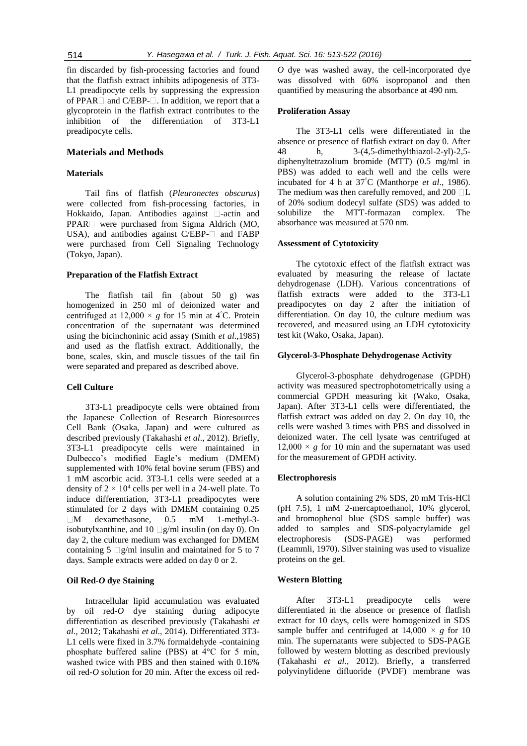fin discarded by fish-processing factories and found that the flatfish extract inhibits adipogenesis of 3T3-L1 preadipocyte cells by suppressing the expression of PPAR and C/EBP-. In addition, we report that a glycoprotein in the flatfish extract contributes to the inhibition of the differentiation of 3T3-L1 preadipocyte cells.

## Materials and Methods

### Materials

Tail fins of flatfish (*Pleuronectes obscurus*) were collected from fish-processing factories, in Hokkaido, Japan. Antibodies against -actin and PPAR were purchased from Sigma Aldrich (MO, USA), and antibodies against C/EBP- and FABP were purchased from Cell Signaling Technology (Tokyo, Japan).

### Preparation of the Flatfish Extract

The flatfish tail fin (about 50 g) was homogenized in 250 ml of deionized water and centrifuged at $12,000 \times g$ for 15 min at 4°C. Protein concentration of the supernatant was determined using the bicinchoninic acid assay (Smith *et al*.,1985) and used as the flatfish extract. Additionally, the bone, scales, skin, and muscle tissues of the tail fin were separated and prepared as described above.

### Cell Culture

3T3-L1 preadipocyte cells were obtained from the Japanese Collection of Research Bioresources Cell Bank (Osaka, Japan) and were cultured as described previously (Takahashi *et al*., 2012). Briefly, 3T3-L1 preadipocyte cells were maintained in Dulbecco's modified Eagle's medium (DMEM) supplemented with 10% fetal bovine serum (FBS) and 1 mM ascorbic acid. 3T3-L1 cells were seeded at a density of $2 \times 10^4$ cells per well in a 24-well plate. To induce differentiation, 3T3-L1 preadipocytes were stimulated for 2 days with DMEM containing 0.25 M dexamethasone, 0.5 mM 1-methyl-3-isobutylxanthine, and 10 g/ml insulin (on day 0). On day 2, the culture medium was exchanged for DMEM containing 5 g/ml insulin and maintained for 5 to 7 days. Sample extracts were added on day 0 or 2.

### Oil Red-*O* dye Staining

Intracellular lipid accumulation was evaluated by oil red-*O* dye staining during adipocyte differentiation as described previously (Takahashi *et al*., 2012; Takahashi *et al*., 2014). Differentiated 3T3-L1 cells were fixed in 3.7% formaldehyde -containing phosphate buffered saline (PBS) at 4°C for 5 min, washed twice with PBS and then stained with 0.16% oil red-*O* solution for 20 min. After the excess oil red-*O* dye was washed away, the cell-incorporated dye was dissolved with 60% isopropanol and then quantified by measuring the absorbance at 490 nm.

### Proliferation Assay

The 3T3-L1 cells were differentiated in the absence or presence of flatfish extract on day 0. After 48 h, 3-(4,5-dimethylthiazol-2-yl)-2,5-diphenyltetrazolium bromide (MTT) (0.5 mg/ml in PBS) was added to each well and the cells were incubated for 4 h at 37°C (Manthorpe *et al*., 1986). The medium was then carefully removed, and 200 L of 20% sodium dodecyl sulfate (SDS) was added to solubilize the MTT-formazan complex. The absorbance was measured at 570 nm.

### Assessment of Cytotoxicity

The cytotoxic effect of the flatfish extract was evaluated by measuring the release of lactate dehydrogenase (LDH). Various concentrations of flatfish extracts were added to the 3T3-L1 preadipocytes on day 2 after the initiation of differentiation. On day 10, the culture medium was recovered, and measured using an LDH cytotoxicity test kit (Wako, Osaka, Japan).

### Glycerol-3-Phosphate Dehydrogenase Activity

Glycerol-3-phosphate dehydrogenase (GPDH) activity was measured spectrophotometrically using a commercial GPDH measuring kit (Wako, Osaka, Japan). After 3T3-L1 cells were differentiated, the flatfish extract was added on day 2. On day 10, the cells were washed 3 times with PBS and dissolved in deionized water. The cell lysate was centrifuged at $12,000 \times g$ for 10 min and the supernatant was used for the measurement of GPDH activity.

### Electrophoresis

A solution containing 2% SDS, 20 mM Tris-HCl (pH 7.5), 1 mM 2-mercaptoethanol, 10% glycerol, and bromophenol blue (SDS sample buffer) was added to samples and SDS-polyacrylamide gel electrophoresis (SDS-PAGE) was performed (Leammli, 1970). Silver staining was used to visualize proteins on the gel.

### Western Blotting

After 3T3-L1 preadipocyte cells were differentiated in the absence or presence of flatfish extract for 10 days, cells were homogenized in SDS sample buffer and centrifuged at $14,000 \times g$ for 10 min. The supernatants were subjected to SDS-PAGE followed by western blotting as described previously (Takahashi *et al*., 2012). Briefly, a transferred polyvinylidene difluoride (PVDF) membrane was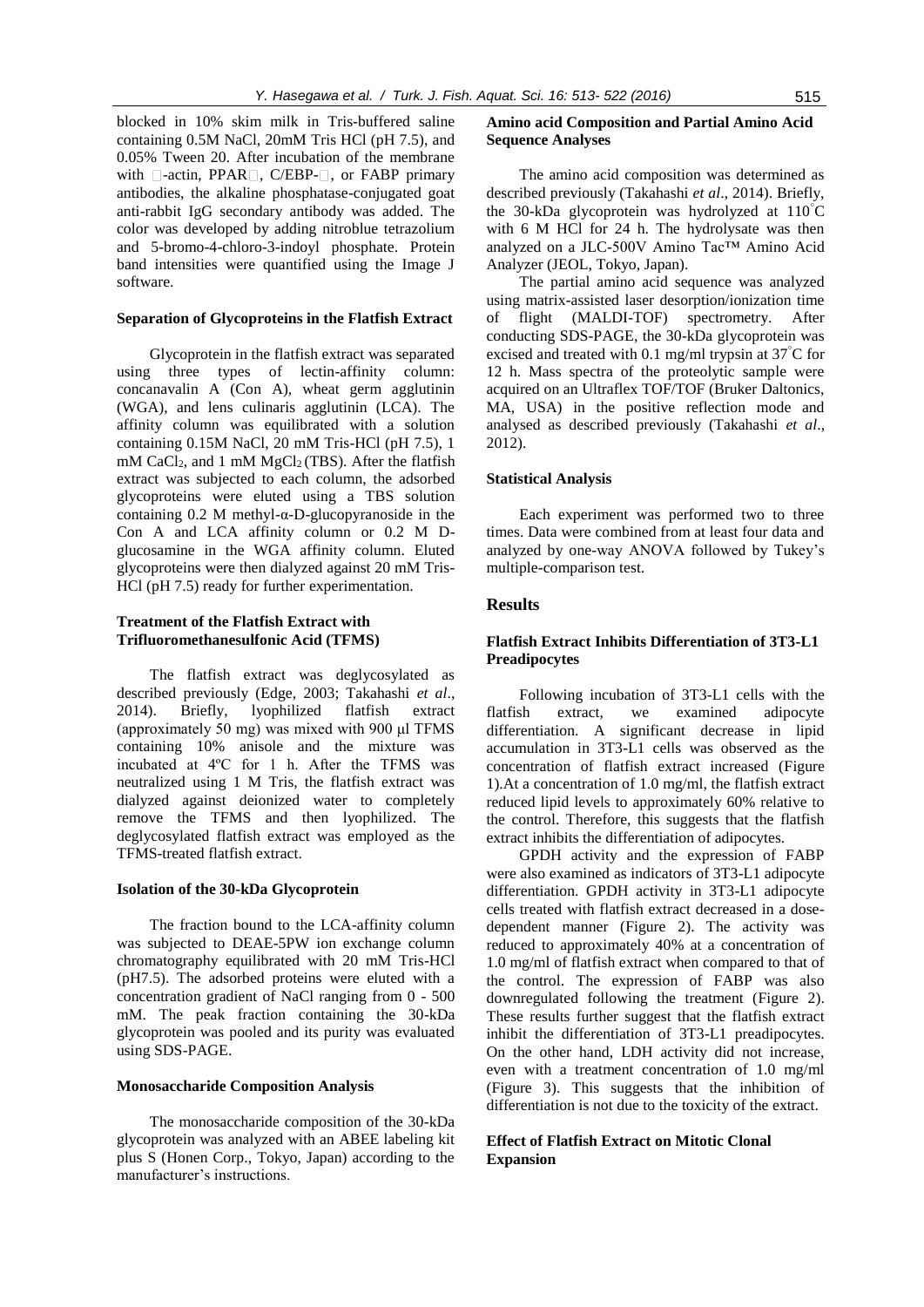blocked in 10% skim milk in Tris-buffered saline containing 0.5M NaCl, 20mM Tris HCl (pH 7.5), and 0.05% Tween 20. After incubation of the membrane with □-actin, PPAR□, C/EBP-□, or FABP primary antibodies, the alkaline phosphatase-conjugated goat anti-rabbit IgG secondary antibody was added. The color was developed by adding nitroblue tetrazolium and 5-bromo-4-chloro-3-indoyl phosphate. Protein band intensities were quantified using the Image J software.

#### Separation of Glycoproteins in the Flatfish Extract

Glycoprotein in the flatfish extract was separated using three types of lectin-affinity column: concanavalin A (Con A), wheat germ agglutinin (WGA), and lens culinaris agglutinin (LCA). The affinity column was equilibrated with a solution containing 0.15M NaCl, 20 mM Tris-HCl (pH 7.5), 1 mM $CaCl_2$, and 1 mM $MgCl_2$ (TBS). After the flatfish extract was subjected to each column, the adsorbed glycoproteins were eluted using a TBS solution containing 0.2 M methyl-α-D-glucopyranoside in the Con A and LCA affinity column or 0.2 M D-glucosamine in the WGA affinity column. Eluted glycoproteins were then dialyzed against 20 mM Tris-HCl (pH 7.5) ready for further experimentation.

#### Treatment of the Flatfish Extract with Trifluoromethanesulfonic Acid (TFMS)

The flatfish extract was deglycosylated as described previously (Edge, 2003; Takahashi *et al*., 2014). Briefly, lyophilized flatfish extract (approximately 50 mg) was mixed with 900 μl TFMS containing 10% anisole and the mixture was incubated at 4ºC for 1 h. After the TFMS was neutralized using 1 M Tris, the flatfish extract was dialyzed against deionized water to completely remove the TFMS and then lyophilized. The deglycosylated flatfish extract was employed as the TFMS-treated flatfish extract.

#### Isolation of the 30-kDa Glycoprotein

The fraction bound to the LCA-affinity column was subjected to DEAE-5PW ion exchange column chromatography equilibrated with 20 mM Tris-HCl (pH7.5). The adsorbed proteins were eluted with a concentration gradient of NaCl ranging from 0 - 500 mM. The peak fraction containing the 30-kDa glycoprotein was pooled and its purity was evaluated using SDS-PAGE.

#### Monosaccharide Composition Analysis

The monosaccharide composition of the 30-kDa glycoprotein was analyzed with an ABEE labeling kit plus S (Honen Corp., Tokyo, Japan) according to the manufacturer's instructions.

#### Amino acid Composition and Partial Amino Acid Sequence Analyses

The amino acid composition was determined as described previously (Takahashi *et al*., 2014). Briefly, the 30-kDa glycoprotein was hydrolyzed at 110°C with 6 M HCl for 24 h. The hydrolysate was then analyzed on a JLC-500V Amino Tac™ Amino Acid Analyzer (JEOL, Tokyo, Japan).

The partial amino acid sequence was analyzed using matrix-assisted laser desorption/ionization time of flight (MALDI-TOF) spectrometry. After conducting SDS-PAGE, the 30-kDa glycoprotein was excised and treated with 0.1 mg/ml trypsin at 37°C for 12 h. Mass spectra of the proteolytic sample were acquired on an Ultraflex TOF/TOF (Bruker Daltonics, MA, USA) in the positive reflection mode and analysed as described previously (Takahashi *et al*., 2012).

#### Statistical Analysis

Each experiment was performed two to three times. Data were combined from at least four data and analyzed by one-way ANOVA followed by Tukey's multiple-comparison test.

## Results

#### Flatfish Extract Inhibits Differentiation of 3T3-L1 Preadipocytes

Following incubation of 3T3-L1 cells with the flatfish extract, we examined adipocyte differentiation. A significant decrease in lipid accumulation in 3T3-L1 cells was observed as the concentration of flatfish extract increased (Figure 1).At a concentration of 1.0 mg/ml, the flatfish extract reduced lipid levels to approximately 60% relative to the control. Therefore, this suggests that the flatfish extract inhibits the differentiation of adipocytes.

GPDH activity and the expression of FABP were also examined as indicators of 3T3-L1 adipocyte differentiation. GPDH activity in 3T3-L1 adipocyte cells treated with flatfish extract decreased in a dose-dependent manner (Figure 2). The activity was reduced to approximately 40% at a concentration of 1.0 mg/ml of flatfish extract when compared to that of the control. The expression of FABP was also downregulated following the treatment (Figure 2). These results further suggest that the flatfish extract inhibit the differentiation of 3T3-L1 preadipocytes. On the other hand, LDH activity did not increase, even with a treatment concentration of 1.0 mg/ml (Figure 3). This suggests that the inhibition of differentiation is not due to the toxicity of the extract.

#### Effect of Flatfish Extract on Mitotic Clonal Expansion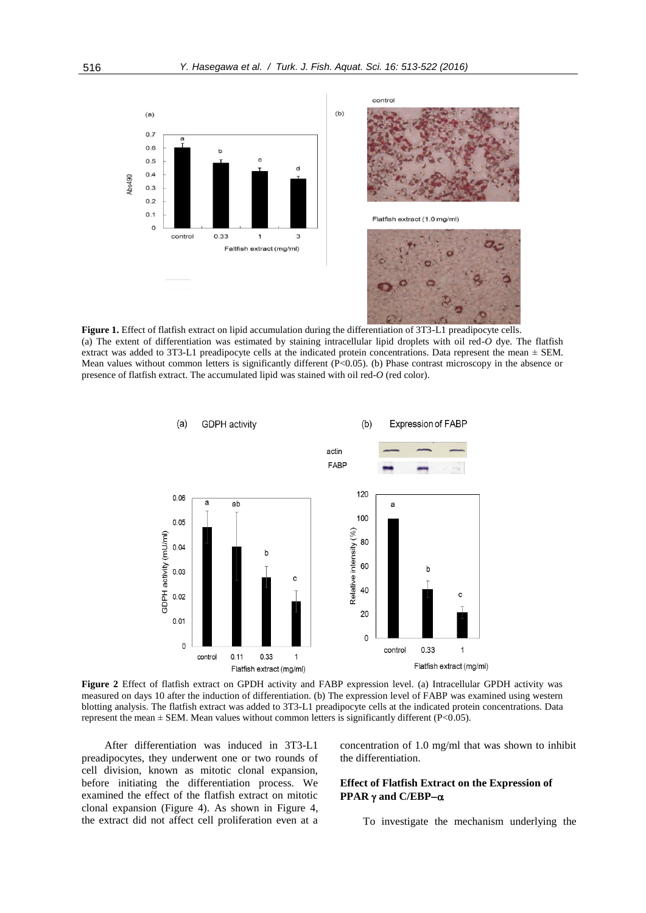**Figure 1.** Effect of flatfish extract on lipid accumulation during the differentiation of 3T3-L1 preadipocyte cells. (a) The extent of differentiation was estimated by staining intracellular lipid droplets with oil red-*O* dye. The flatfish extract was added to 3T3-L1 preadipocyte cells at the indicated protein concentrations. Data represent the mean ± SEM. Mean values without common letters is significantly different (P<0.05). (b) Phase contrast microscopy in the absence or presence of flatfish extract. The accumulated lipid was stained with oil red-*O* (red color).

**Figure 2** Effect of flatfish extract on GPDH activity and FABP expression level. (a) Intracellular GPDH activity was measured on days 10 after the induction of differentiation. (b) The expression level of FABP was examined using western blotting analysis. The flatfish extract was added to 3T3-L1 preadipocyte cells at the indicated protein concentrations. Data represent the mean ± SEM. Mean values without common letters is significantly different (P<0.05).

After differentiation was induced in 3T3-L1 preadipocytes, they underwent one or two rounds of cell division, known as mitotic clonal expansion, before initiating the differentiation process. We examined the effect of the flatfish extract on mitotic clonal expansion (Figure 4). As shown in Figure 4, the extract did not affect cell proliferation even at a concentration of 1.0 mg/ml that was shown to inhibit the differentiation.

### Effect of Flatfish Extract on the Expression of PPAR γ and C/EBP−α

To investigate the mechanism underlying the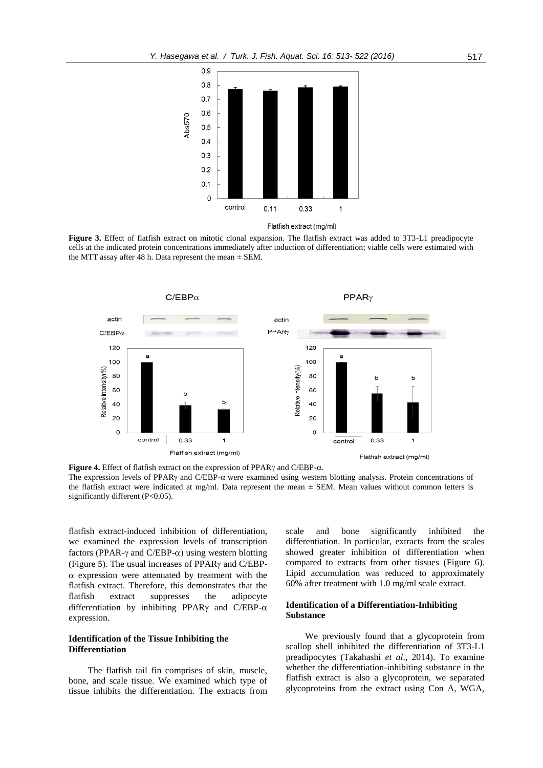**Figure 3.** Effect of flatfish extract on mitotic clonal expansion. The flatfish extract was added to 3T3-L1 preadipocyte cells at the indicated protein concentrations immediately after induction of differentiation; viable cells were estimated with the MTT assay after 48 h. Data represent the mean ± SEM.

**Figure 4.** Effect of flatfish extract on the expression of PPARγ and C/EBP-α.
The expression levels of PPARγ and C/EBP-α were examined using western blotting analysis. Protein concentrations of the flatfish extract were indicated at mg/ml. Data represent the mean ± SEM. Mean values without common letters is significantly different ($P<0.05$).

flatfish extract-induced inhibition of differentiation, we examined the expression levels of transcription factors (PPAR-γ and C/EBP-α) using western blotting (Figure 5). The usual increases of PPARγ and C/EBP-α expression were attenuated by treatment with the flatfish extract. Therefore, this demonstrates that the flatfish extract suppresses the adipocyte differentiation by inhibiting PPARγ and C/EBP-α expression.

### Identification of the Tissue Inhibiting the Differentiation

The flatfish tail fin comprises of skin, muscle, bone, and scale tissue. We examined which type of tissue inhibits the differentiation. The extracts from scale and bone significantly inhibited the differentiation. In particular, extracts from the scales showed greater inhibition of differentiation when compared to extracts from other tissues (Figure 6). Lipid accumulation was reduced to approximately 60% after treatment with 1.0 mg/ml scale extract.

### Identification of a Differentiation-Inhibiting Substance

We previously found that a glycoprotein from scallop shell inhibited the differentiation of 3T3-L1 preadipocytes (Takahashi *et al*., 2014). To examine whether the differentiation-inhibiting substance in the flatfish extract is also a glycoprotein, we separated glycoproteins from the extract using Con A, WGA,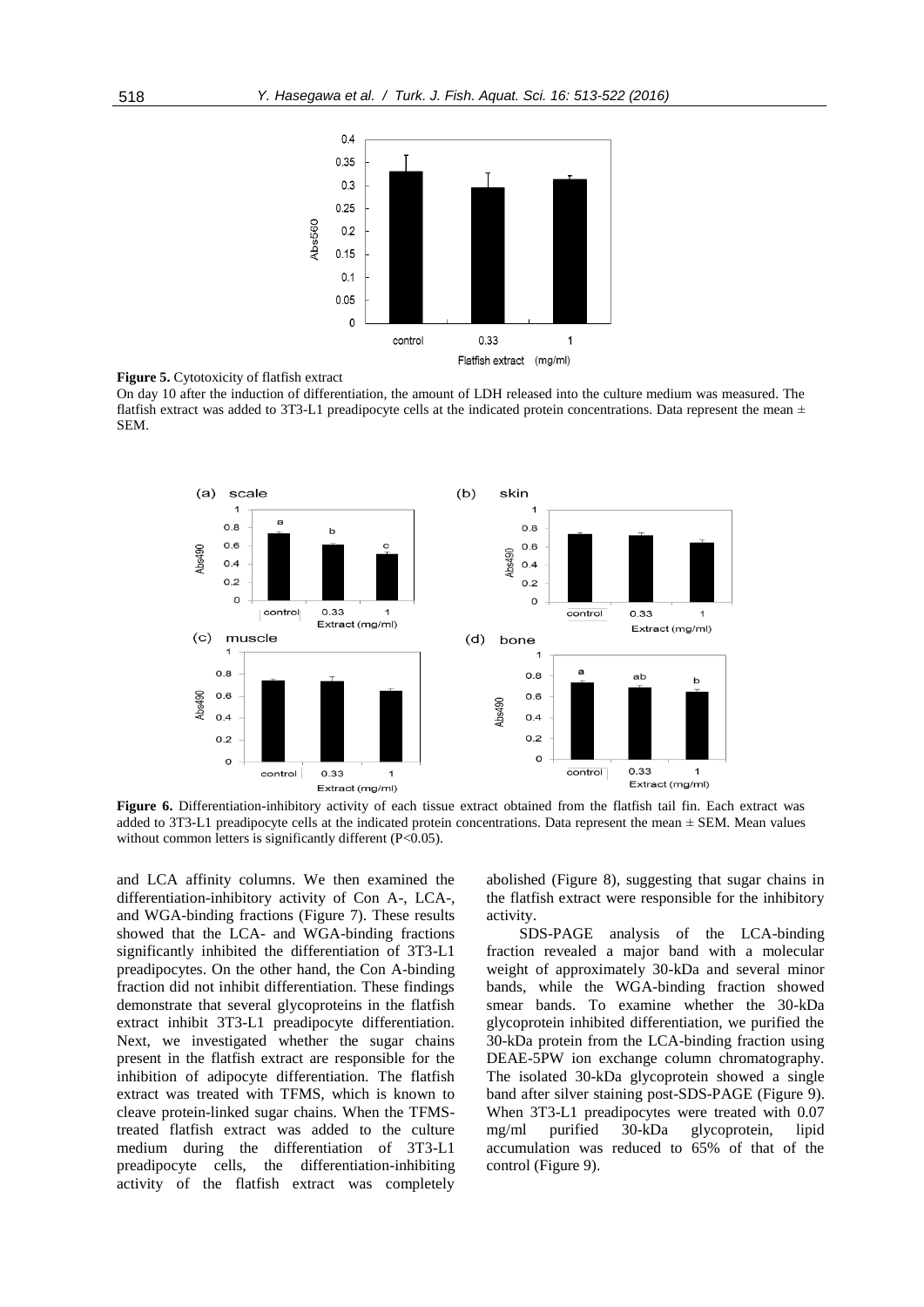**Figure 5.** Cytotoxicity of flatfish extract

On day 10 after the induction of differentiation, the amount of LDH released into the culture medium was measured. The flatfish extract was added to 3T3-L1 preadipocyte cells at the indicated protein concentrations. Data represent the mean ± SEM.

**Figure 6.** Differentiation-inhibitory activity of each tissue extract obtained from the flatfish tail fin. Each extract was added to 3T3-L1 preadipocyte cells at the indicated protein concentrations. Data represent the mean ± SEM. Mean values without common letters is significantly different (P<0.05).

and LCA affinity columns. We then examined the differentiation-inhibitory activity of Con A-, LCA-, and WGA-binding fractions (Figure 7). These results showed that the LCA- and WGA-binding fractions significantly inhibited the differentiation of 3T3-L1 preadipocytes. On the other hand, the Con A-binding fraction did not inhibit differentiation. These findings demonstrate that several glycoproteins in the flatfish extract inhibit 3T3-L1 preadipocyte differentiation. Next, we investigated whether the sugar chains present in the flatfish extract are responsible for the inhibition of adipocyte differentiation. The flatfish extract was treated with TFMS, which is known to cleave protein-linked sugar chains. When the TFMS-treated flatfish extract was added to the culture medium during the differentiation of 3T3-L1 preadipocyte cells, the differentiation-inhibiting activity of the flatfish extract was completely abolished (Figure 8), suggesting that sugar chains in the flatfish extract were responsible for the inhibitory activity.

SDS-PAGE analysis of the LCA-binding fraction revealed a major band with a molecular weight of approximately 30-kDa and several minor bands, while the WGA-binding fraction showed smear bands. To examine whether the 30-kDa glycoprotein inhibited differentiation, we purified the 30-kDa protein from the LCA-binding fraction using DEAE-5PW ion exchange column chromatography. The isolated 30-kDa glycoprotein showed a single band after silver staining post-SDS-PAGE (Figure 9). When 3T3-L1 preadipocytes were treated with 0.07 mg/ml purified 30-kDa glycoprotein, lipid accumulation was reduced to 65% of that of the control (Figure 9).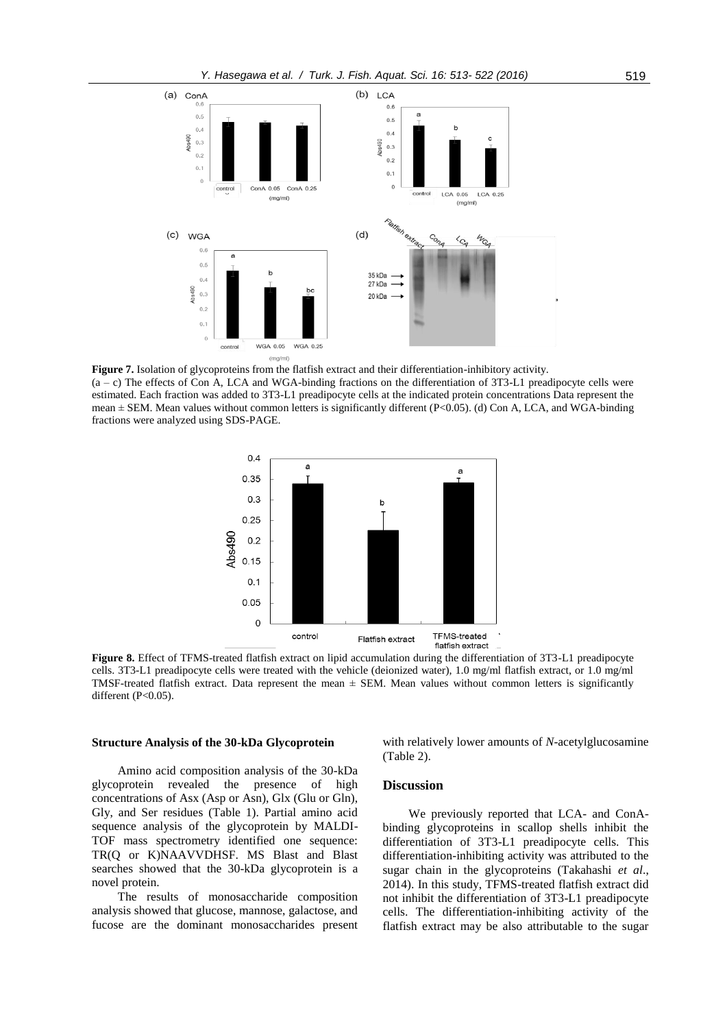**Figure 7.** Isolation of glycoproteins from the flatfish extract and their differentiation-inhibitory activity.
(a – c) The effects of Con A, LCA and WGA-binding fractions on the differentiation of 3T3-L1 preadipocyte cells were estimated. Each fraction was added to 3T3-L1 preadipocyte cells at the indicated protein concentrations Data represent the mean ± SEM. Mean values without common letters is significantly different (P<0.05). (d) Con A, LCA, and WGA-binding fractions were analyzed using SDS-PAGE.

**Figure 8.** Effect of TFMS-treated flatfish extract on lipid accumulation during the differentiation of 3T3-L1 preadipocyte cells. 3T3-L1 preadipocyte cells were treated with the vehicle (deionized water), 1.0 mg/ml flatfish extract, or 1.0 mg/ml TMSF-treated flatfish extract. Data represent the mean ± SEM. Mean values without common letters is significantly different (P<0.05).

### Structure Analysis of the 30-kDa Glycoprotein

Amino acid composition analysis of the 30-kDa glycoprotein revealed the presence of high concentrations of Asx (Asp or Asn), Glx (Glu or Gln), Gly, and Ser residues (Table 1). Partial amino acid sequence analysis of the glycoprotein by MALDI-TOF mass spectrometry identified one sequence: TR(Q or K)NAAVVDHSF. MS Blast and Blast searches showed that the 30-kDa glycoprotein is a novel protein.

The results of monosaccharide composition analysis showed that glucose, mannose, galactose, and fucose are the dominant monosaccharides present with relatively lower amounts of *N*-acetylglucosamine (Table 2).

## Discussion

We previously reported that LCA- and ConA-binding glycoproteins in scallop shells inhibit the differentiation of 3T3-L1 preadipocyte cells. This differentiation-inhibiting activity was attributed to the sugar chain in the glycoproteins (Takahashi *et al*., 2014). In this study, TFMS-treated flatfish extract did not inhibit the differentiation of 3T3-L1 preadipocyte cells. The differentiation-inhibiting activity of the flatfish extract may be also attributable to the sugar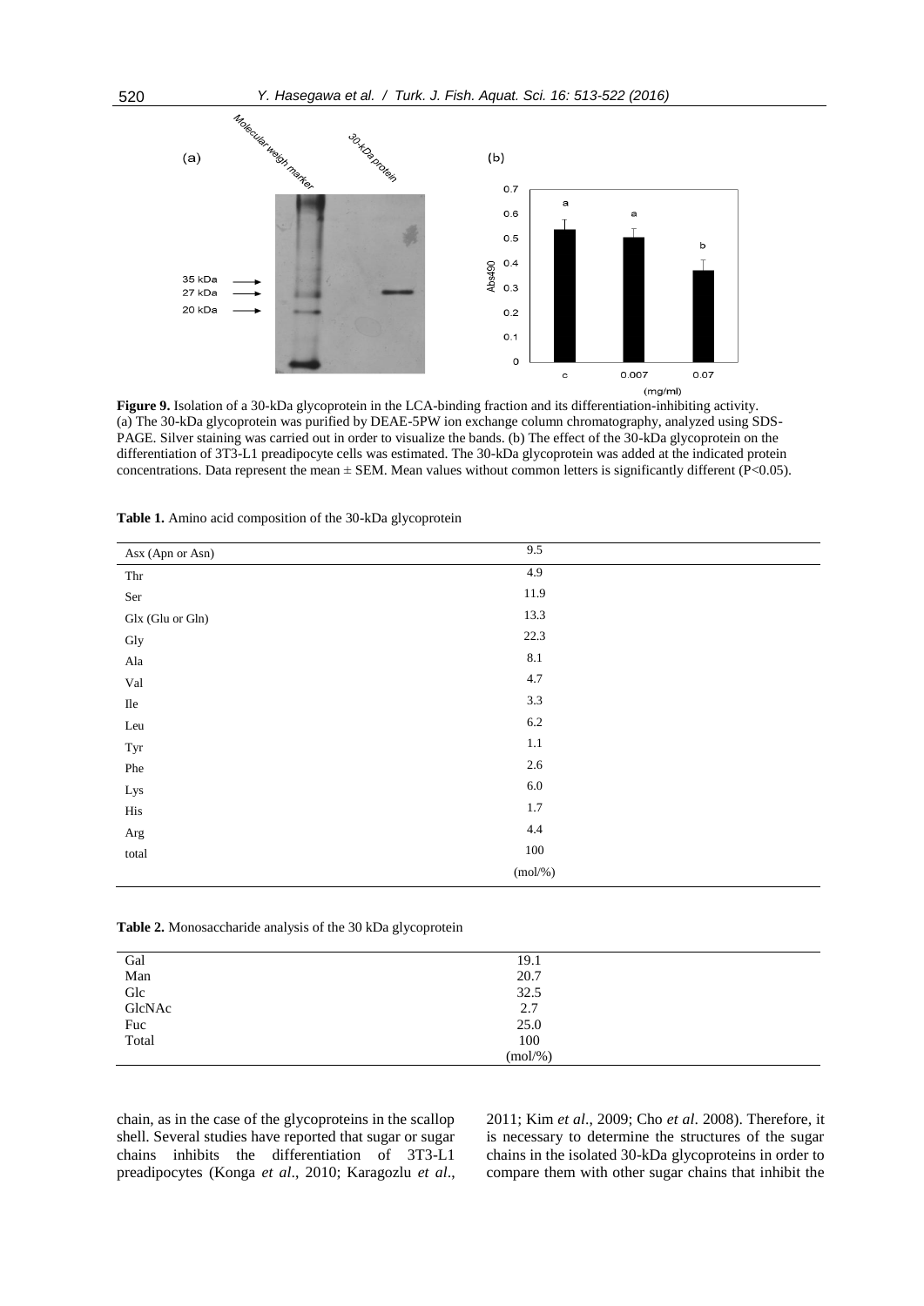**Figure 9.** Isolation of a 30-kDa glycoprotein in the LCA-binding fraction and its differentiation-inhibiting activity. (a) The 30-kDa glycoprotein was purified by DEAE-5PW ion exchange column chromatography, analyzed using SDS-PAGE. Silver staining was carried out in order to visualize the bands. (b) The effect of the 30-kDa glycoprotein on the differentiation of 3T3-L1 preadipocyte cells was estimated. The 30-kDa glycoprotein was added at the indicated protein concentrations. Data represent the mean ± SEM. Mean values without common letters is significantly different ($P<0.05$).

**Table 1.** Amino acid composition of the 30-kDa glycoprotein

| | |
|---|---|
| Asx (Apn or Asn) | 9.5 |
| Thr | 4.9 |
| Ser | 11.9 |
| Glx (Glu or Gln) | 13.3 |
| Gly | 22.3 |
| Ala | 8.1 |
| Val | 4.7 |
| Ile | 3.3 |
| Leu | 6.2 |
| Tyr | 1.1 |
| Phe | 2.6 |
| Lys | 6.0 |
| His | 1.7 |
| Arg | 4.4 |
| total | 100 |
| | (mol/%) |

**Table 2.** Monosaccharide analysis of the 30 kDa glycoprotein

| | |
|---|---|
| Gal | 19.1 |
| Man | 20.7 |
| Glc | 32.5 |
| GlcNAc | 2.7 |
| Fuc | 25.0 |
| Total | 100 |
| | (mol/%) |

chain, as in the case of the glycoproteins in the scallop shell. Several studies have reported that sugar or sugar chains inhibits the differentiation of 3T3-L1 preadipocytes (Konga *et al*., 2010; Karagozlu *et al*., 2011; Kim *et al*., 2009; Cho *et al*. 2008). Therefore, it is necessary to determine the structures of the sugar chains in the isolated 30-kDa glycoproteins in order to compare them with other sugar chains that inhibit the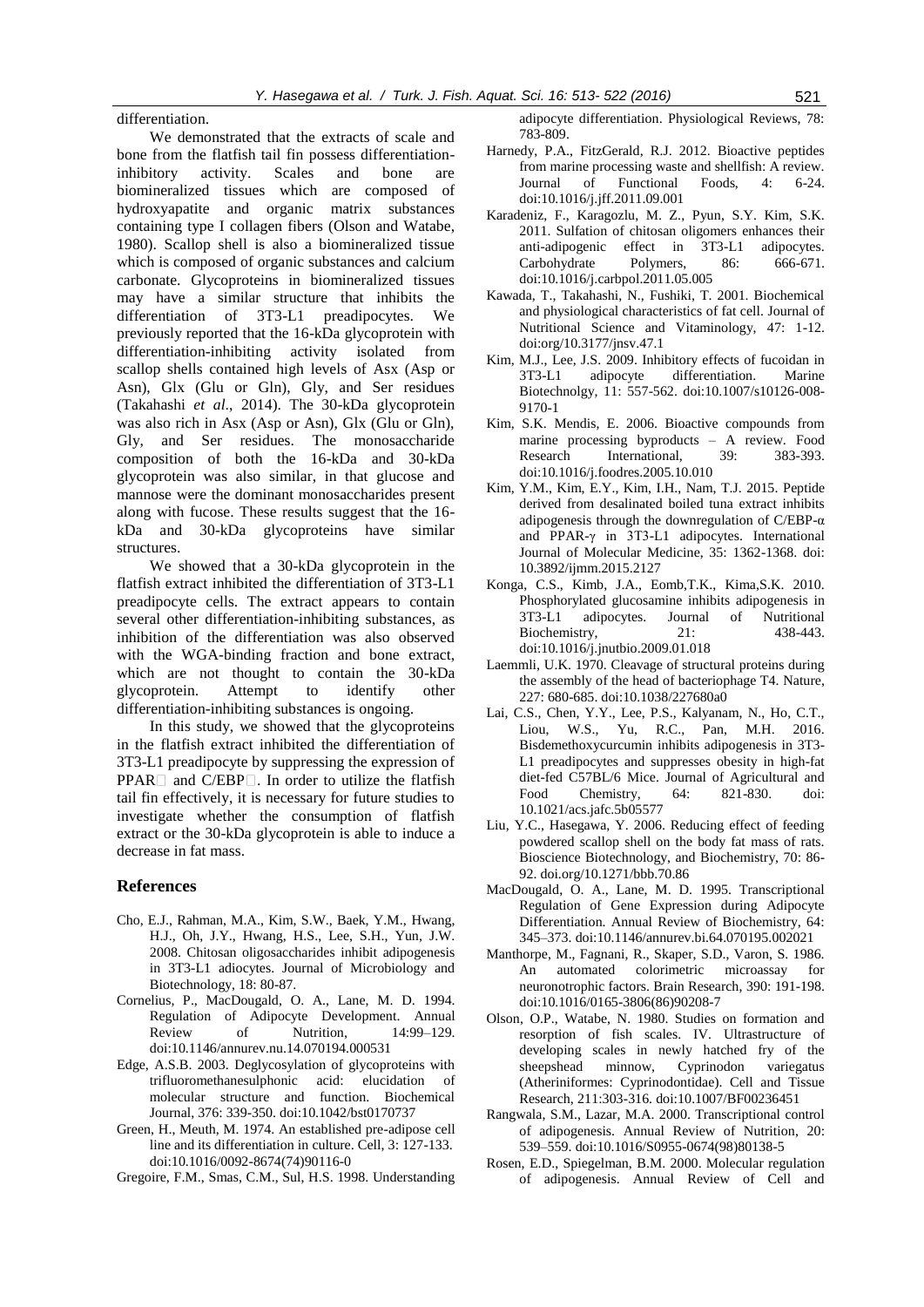differentiation.

We demonstrated that the extracts of scale and bone from the flatfish tail fin possess differentiation-inhibitory activity. Scales and bone are biomineralized tissues which are composed of hydroxyapatite and organic matrix substances containing type I collagen fibers (Olson and Watabe, 1980). Scallop shell is also a biomineralized tissue which is composed of organic substances and calcium carbonate. Glycoproteins in biomineralized tissues may have a similar structure that inhibits the differentiation of 3T3-L1 preadipocytes. We previously reported that the 16-kDa glycoprotein with differentiation-inhibiting activity isolated from scallop shells contained high levels of Asx (Asp or Asn), Glx (Glu or Gln), Gly, and Ser residues (Takahashi *et al*., 2014). The 30-kDa glycoprotein was also rich in Asx (Asp or Asn), Glx (Glu or Gln), Gly, and Ser residues. The monosaccharide composition of both the 16-kDa and 30-kDa glycoprotein was also similar, in that glucose and mannose were the dominant monosaccharides present along with fucose. These results suggest that the 16-kDa and 30-kDa glycoproteins have similar structures.

We showed that a 30-kDa glycoprotein in the flatfish extract inhibited the differentiation of 3T3-L1 preadipocyte cells. The extract appears to contain several other differentiation-inhibiting substances, as inhibition of the differentiation was also observed with the WGA-binding fraction and bone extract, which are not thought to contain the 30-kDa glycoprotein. Attempt to identify other differentiation-inhibiting substances is ongoing.

In this study, we showed that the glycoproteins in the flatfish extract inhibited the differentiation of 3T3-L1 preadipocyte by suppressing the expression of PPAR□ and C/EBP□. In order to utilize the flatfish tail fin effectively, it is necessary for future studies to investigate whether the consumption of flatfish extract or the 30-kDa glycoprotein is able to induce a decrease in fat mass.

## References

Cho, E.J., Rahman, M.A., Kim, S.W., Baek, Y.M., Hwang, H.J., Oh, J.Y., Hwang, H.S., Lee, S.H., Yun, J.W. 2008. Chitosan oligosaccharides inhibit adipogenesis in 3T3-L1 adiocytes. Journal of Microbiology and Biotechnology, 18: 80-87.

Cornelius, P., MacDougald, O. A., Lane, M. D. 1994. Regulation of Adipocyte Development. Annual Review of Nutrition, 14:99–129. doi:10.1146/annurev.nu.14.070194.000531

Edge, A.S.B. 2003. Deglycosylation of glycoproteins with trifluoromethanesulphonic acid: elucidation of molecular structure and function. Biochemical Journal, 376: 339-350. doi:10.1042/bst0170737

Green, H., Meuth, M. 1974. An established pre-adipose cell line and its differentiation in culture. Cell, 3: 127-133. doi:10.1016/0092-8674(74)90116-0

Gregoire, F.M., Smas, C.M., Sul, H.S. 1998. Understanding adipocyte differentiation. Physiological Reviews, 78: 783-809.

Harnedy, P.A., FitzGerald, R.J. 2012. Bioactive peptides from marine processing waste and shellfish: A review. Journal of Functional Foods, 4: 6-24. doi:10.1016/j.jff.2011.09.001

Karadeniz, F., Karagozlu, M. Z., Pyun, S.Y. Kim, S.K. 2011. Sulfation of chitosan oligomers enhances their anti-adipogenic effect in 3T3-L1 adipocytes. Carbohydrate Polymers, 86: 666-671. doi:10.1016/j.carbpol.2011.05.005

Kawada, T., Takahashi, N., Fushiki, T. 2001. Biochemical and physiological characteristics of fat cell. Journal of Nutritional Science and Vitaminology, 47: 1-12. doi:org/10.3177/jnsv.47.1

Kim, M.J., Lee, J.S. 2009. Inhibitory effects of fucoidan in 3T3-L1 adipocyte differentiation. Marine Biotechnolgy, 11: 557-562. doi:10.1007/s10126-008-9170-1

Kim, S.K. Mendis, E. 2006. Bioactive compounds from marine processing byproducts – A review. Food Research International, 39: 383-393. doi:10.1016/j.foodres.2005.10.010

Kim, Y.M., Kim, E.Y., Kim, I.H., Nam, T.J. 2015. Peptide derived from desalinated boiled tuna extract inhibits adipogenesis through the downregulation of C/EBP-α and PPAR-γ in 3T3-L1 adipocytes. International Journal of Molecular Medicine, 35: 1362-1368. doi: 10.3892/ijmm.2015.2127

Konga, C.S., Kimb, J.A., Eomb,T.K., Kima,S.K. 2010. Phosphorylated glucosamine inhibits adipogenesis in 3T3-L1 adipocytes. Journal of Nutritional Biochemistry, 21: 438-443. doi:10.1016/j.jnutbio.2009.01.018

Laemmli, U.K. 1970. Cleavage of structural proteins during the assembly of the head of bacteriophage T4. Nature, 227: 680-685. doi:10.1038/227680a0

Lai, C.S., Chen, Y.Y., Lee, P.S., Kalyanam, N., Ho, C.T., Liou, W.S., Yu, R.C., Pan, M.H. 2016. Bisdemethoxycurcumin inhibits adipogenesis in 3T3-L1 preadipocytes and suppresses obesity in high-fat diet-fed C57BL/6 Mice. Journal of Agricultural and Food Chemistry, 64: 821-830. doi: 10.1021/acs.jafc.5b05577

Liu, Y.C., Hasegawa, Y. 2006. Reducing effect of feeding powdered scallop shell on the body fat mass of rats. Bioscience Biotechnology, and Biochemistry, 70: 86-92. doi.org/10.1271/bbb.70.86

MacDougald, O. A., Lane, M. D. 1995. Transcriptional Regulation of Gene Expression during Adipocyte Differentiation. Annual Review of Biochemistry, 64: 345–373. doi:10.1146/annurev.bi.64.070195.002021

Manthorpe, M., Fagnani, R., Skaper, S.D., Varon, S. 1986. An automated colorimetric microassay for neuronotrophic factors. Brain Research, 390: 191-198. doi:10.1016/0165-3806(86)90208-7

Olson, O.P., Watabe, N. 1980. Studies on formation and resorption of fish scales. IV. Ultrastructure of developing scales in newly hatched fry of the sheepshead minnow, Cyprinodon variegatus (Atheriniformes: Cyprinodontidae). Cell and Tissue Research, 211:303-316. doi:10.1007/BF00236451

Rangwala, S.M., Lazar, M.A. 2000. Transcriptional control of adipogenesis. Annual Review of Nutrition, 20: 539–559. doi:10.1016/S0955-0674(98)80138-5

Rosen, E.D., Spiegelman, B.M. 2000. Molecular regulation of adipogenesis. Annual Review of Cell and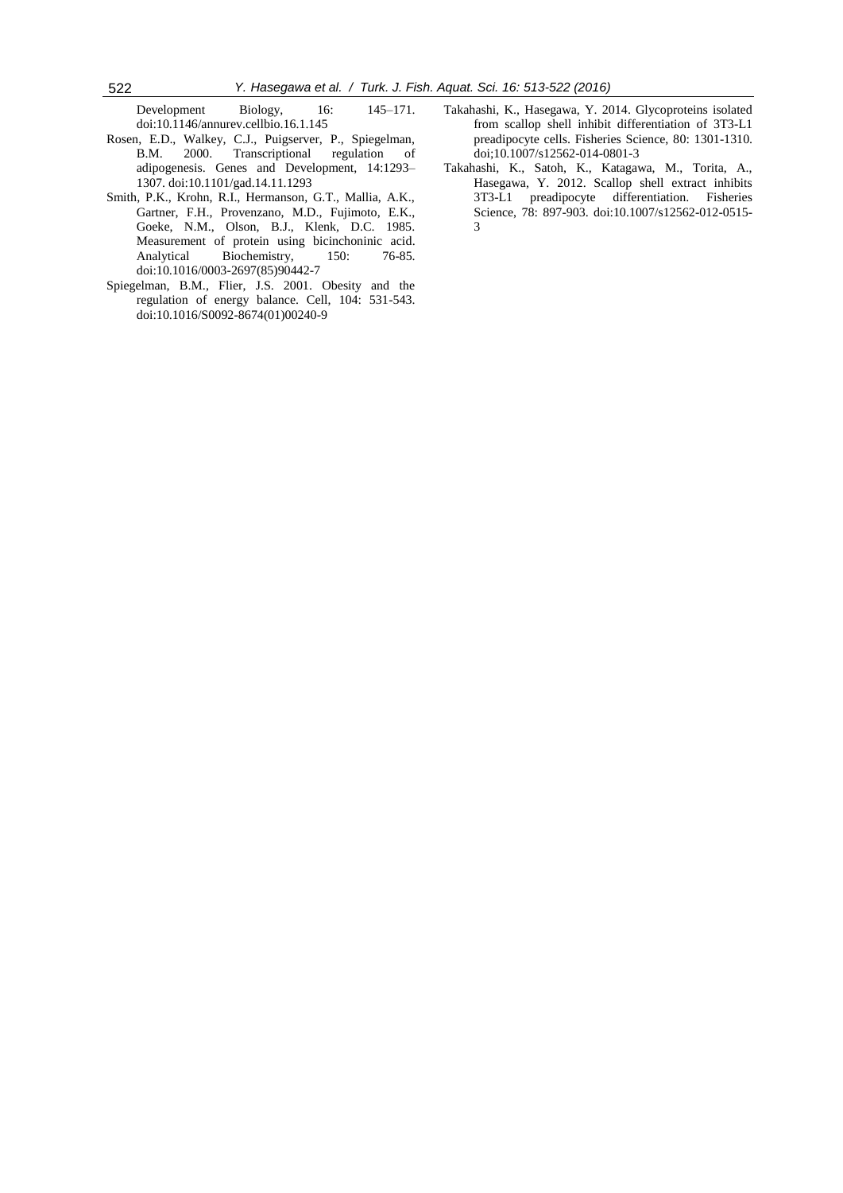Development Biology, 16: 145–171. doi:10.1146/annurev.cellbio.16.1.145

Rosen, E.D., Walkey, C.J., Puigserver, P., Spiegelman, B.M. 2000. Transcriptional regulation of adipogenesis. Genes and Development, 14:1293–1307. doi:10.1101/gad.14.11.1293

Smith, P.K., Krohn, R.I., Hermanson, G.T., Mallia, A.K., Gartner, F.H., Provenzano, M.D., Fujimoto, E.K., Goeke, N.M., Olson, B.J., Klenk, D.C. 1985. Measurement of protein using bicinchoninic acid. Analytical Biochemistry, 150: 76-85. doi:10.1016/0003-2697(85)90442-7

Spiegelman, B.M., Flier, J.S. 2001. Obesity and the regulation of energy balance. Cell, 104: 531-543. doi:10.1016/S0092-8674(01)00240-9

Takahashi, K., Hasegawa, Y. 2014. Glycoproteins isolated from scallop shell inhibit differentiation of 3T3-L1 preadipocyte cells. Fisheries Science, 80: 1301-1310. doi;10.1007/s12562-014-0801-3

Takahashi, K., Satoh, K., Katagawa, M., Torita, A., Hasegawa, Y. 2012. Scallop shell extract inhibits 3T3-L1 preadipocyte differentiation. Fisheries Science, 78: 897-903. doi:10.1007/s12562-012-0515-3